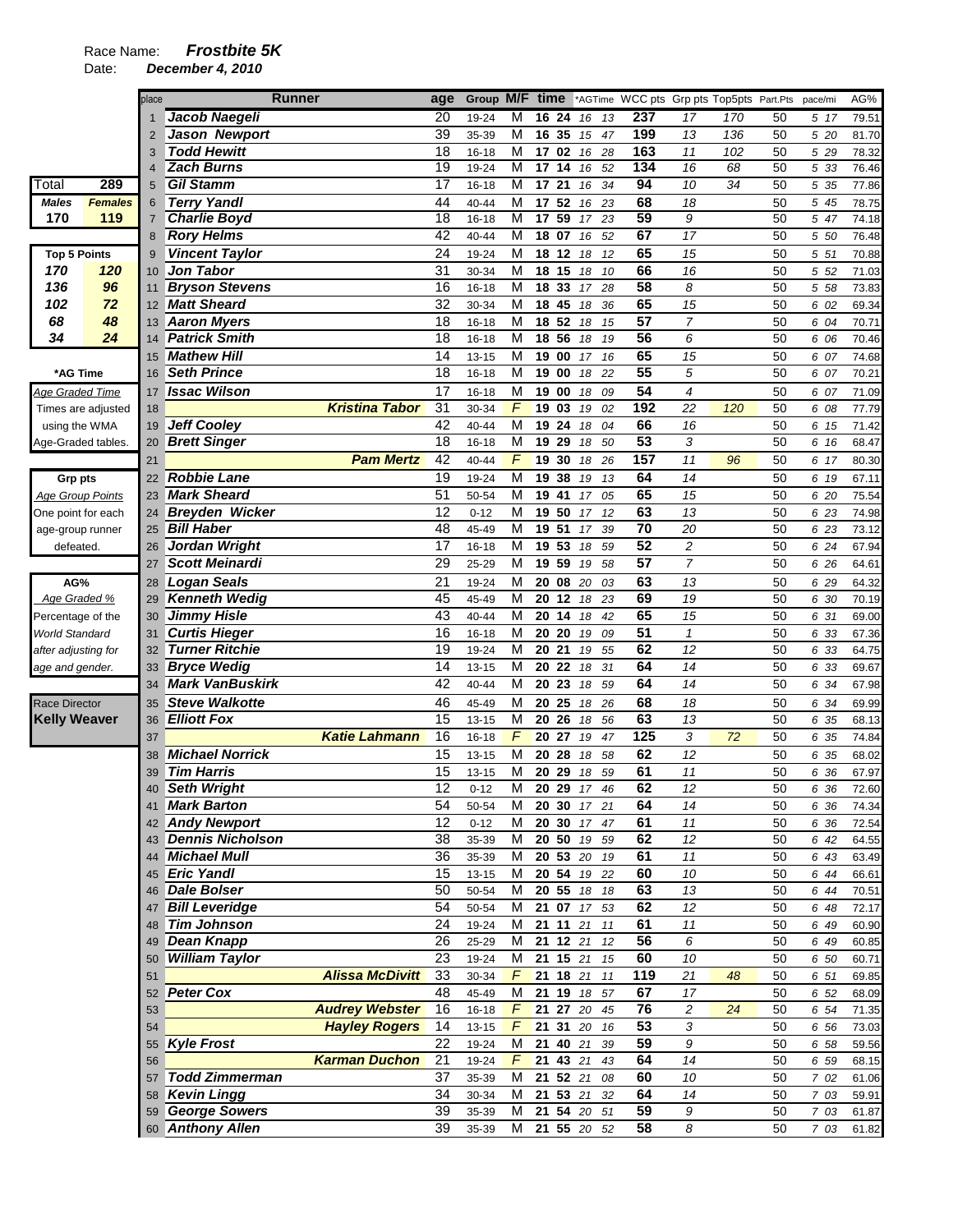Race Name: ***Frostbite 5K***

Date: ***December 4, 2010***

| Total | 289 |
|---|---|
| **Males** | **Females** |
| **170** | **119** |

| Top 5 Points | |
|---|---|
| 170 | 120 |
| 136 | 96 |
| 102 | 72 |
| 68 | 48 |
| 34 | 24 |

**\*AG Time**

*Age Graded Time*
Times are adjusted using the WMA Age-Graded tables.

**Grp pts**

*Age Group Points*
One point for each age-group runner defeated.

**AG%**

*Age Graded %*
Percentage of the *World Standard after adjusting for age and gender.*

Race Director
**Kelly Weaver**

| place | Runner | age | Group | M/F | time | \*AGTime | WCC pts | Grp pts | Top5pts | Part.Pts | pace/mi | AG% |
|---|---|---|---|---|---|---|---|---|---|---|---|---|
| 1 | Jacob Naegeli | 20 | 19-24 | M | 16 24 | 16 13 | 237 | 17 | 170 | 50 | 5 17 | 79.51 |
| 2 | Jason Newport | 39 | 35-39 | M | 16 35 | 15 47 | 199 | 13 | 136 | 50 | 5 20 | 81.70 |
| 3 | Todd Hewitt | 18 | 16-18 | M | 17 02 | 16 28 | 163 | 11 | 102 | 50 | 5 29 | 78.32 |
| 4 | Zach Burns | 19 | 19-24 | M | 17 14 | 16 52 | 134 | 16 | 68 | 50 | 5 33 | 76.46 |
| 5 | Gil Stamm | 17 | 16-18 | M | 17 21 | 16 34 | 94 | 10 | 34 | 50 | 5 35 | 77.86 |
| 6 | Terry Yandl | 44 | 40-44 | M | 17 52 | 16 23 | 68 | 18 | | 50 | 5 45 | 78.75 |
| 7 | Charlie Boyd | 18 | 16-18 | M | 17 59 | 17 23 | 59 | 9 | | 50 | 5 47 | 74.18 |
| 8 | Rory Helms | 42 | 40-44 | M | 18 07 | 16 52 | 67 | 17 | | 50 | 5 50 | 76.48 |
| 9 | Vincent Taylor | 24 | 19-24 | M | 18 12 | 18 12 | 65 | 15 | | 50 | 5 51 | 70.88 |
| 10 | Jon Tabor | 31 | 30-34 | M | 18 15 | 18 10 | 66 | 16 | | 50 | 5 52 | 71.03 |
| 11 | Bryson Stevens | 16 | 16-18 | M | 18 33 | 17 28 | 58 | 8 | | 50 | 5 58 | 73.83 |
| 12 | Matt Sheard | 32 | 30-34 | M | 18 45 | 18 36 | 65 | 15 | | 50 | 6 02 | 69.34 |
| 13 | Aaron Myers | 18 | 16-18 | M | 18 52 | 18 15 | 57 | 7 | | 50 | 6 04 | 70.71 |
| 14 | Patrick Smith | 18 | 16-18 | M | 18 56 | 18 19 | 56 | 6 | | 50 | 6 06 | 70.46 |
| 15 | Mathew Hill | 14 | 13-15 | M | 19 00 | 17 16 | 65 | 15 | | 50 | 6 07 | 74.68 |
| 16 | Seth Prince | 18 | 16-18 | M | 19 00 | 18 22 | 55 | 5 | | 50 | 6 07 | 70.21 |
| 17 | Issac Wilson | 17 | 16-18 | M | 19 00 | 18 09 | 54 | 4 | | 50 | 6 07 | 71.09 |
| 18 | Kristina Tabor | 31 | 30-34 | F | 19 03 | 19 02 | 192 | 22 | 120 | 50 | 6 08 | 77.79 |
| 19 | Jeff Cooley | 42 | 40-44 | M | 19 24 | 18 04 | 66 | 16 | | 50 | 6 15 | 71.42 |
| 20 | Brett Singer | 18 | 16-18 | M | 19 29 | 18 50 | 53 | 3 | | 50 | 6 16 | 68.47 |
| 21 | Pam Mertz | 42 | 40-44 | F | 19 30 | 18 26 | 157 | 11 | 96 | 50 | 6 17 | 80.30 |
| 22 | Robbie Lane | 19 | 19-24 | M | 19 38 | 19 13 | 64 | 14 | | 50 | 6 19 | 67.11 |
| 23 | Mark Sheard | 51 | 50-54 | M | 19 41 | 17 05 | 65 | 15 | | 50 | 6 20 | 75.54 |
| 24 | Breyden Wicker | 12 | 0-12 | M | 19 50 | 17 12 | 63 | 13 | | 50 | 6 23 | 74.98 |
| 25 | Bill Haber | 48 | 45-49 | M | 19 51 | 17 39 | 70 | 20 | | 50 | 6 23 | 73.12 |
| 26 | Jordan Wright | 17 | 16-18 | M | 19 53 | 18 59 | 52 | 2 | | 50 | 6 24 | 67.94 |
| 27 | Scott Meinardi | 29 | 25-29 | M | 19 59 | 19 58 | 57 | 7 | | 50 | 6 26 | 64.61 |
| 28 | Logan Seals | 21 | 19-24 | M | 20 08 | 20 03 | 63 | 13 | | 50 | 6 29 | 64.32 |
| 29 | Kenneth Wedig | 45 | 45-49 | M | 20 12 | 18 23 | 69 | 19 | | 50 | 6 30 | 70.19 |
| 30 | Jimmy Hisle | 43 | 40-44 | M | 20 14 | 18 42 | 65 | 15 | | 50 | 6 31 | 69.00 |
| 31 | Curtis Hieger | 16 | 16-18 | M | 20 20 | 19 09 | 51 | 1 | | 50 | 6 33 | 67.36 |
| 32 | Turner Ritchie | 19 | 19-24 | M | 20 21 | 19 55 | 62 | 12 | | 50 | 6 33 | 64.75 |
| 33 | Bryce Wedig | 14 | 13-15 | M | 20 22 | 18 31 | 64 | 14 | | 50 | 6 33 | 69.67 |
| 34 | Mark VanBuskirk | 42 | 40-44 | M | 20 23 | 18 59 | 64 | 14 | | 50 | 6 34 | 67.98 |
| 35 | Steve Walkotte | 46 | 45-49 | M | 20 25 | 18 26 | 68 | 18 | | 50 | 6 34 | 69.99 |
| 36 | Elliott Fox | 15 | 13-15 | M | 20 26 | 18 56 | 63 | 13 | | 50 | 6 35 | 68.13 |
| 37 | Katie Lahmann | 16 | 16-18 | F | 20 27 | 19 47 | 125 | 3 | 72 | 50 | 6 35 | 74.84 |
| 38 | Michael Norrick | 15 | 13-15 | M | 20 28 | 18 58 | 62 | 12 | | 50 | 6 35 | 68.02 |
| 39 | Tim Harris | 15 | 13-15 | M | 20 29 | 18 59 | 61 | 11 | | 50 | 6 36 | 67.97 |
| 40 | Seth Wright | 12 | 0-12 | M | 20 29 | 17 46 | 62 | 12 | | 50 | 6 36 | 72.60 |
| 41 | Mark Barton | 54 | 50-54 | M | 20 30 | 17 21 | 64 | 14 | | 50 | 6 36 | 74.34 |
| 42 | Andy Newport | 12 | 0-12 | M | 20 30 | 17 47 | 61 | 11 | | 50 | 6 36 | 72.54 |
| 43 | Dennis Nicholson | 38 | 35-39 | M | 20 50 | 19 59 | 62 | 12 | | 50 | 6 42 | 64.55 |
| 44 | Michael Mull | 36 | 35-39 | M | 20 53 | 20 19 | 61 | 11 | | 50 | 6 43 | 63.49 |
| 45 | Eric Yandl | 15 | 13-15 | M | 20 54 | 19 22 | 60 | 10 | | 50 | 6 44 | 66.61 |
| 46 | Dale Bolser | 50 | 50-54 | M | 20 55 | 18 18 | 63 | 13 | | 50 | 6 44 | 70.51 |
| 47 | Bill Leveridge | 54 | 50-54 | M | 21 07 | 17 53 | 62 | 12 | | 50 | 6 48 | 72.17 |
| 48 | Tim Johnson | 24 | 19-24 | M | 21 11 | 21 11 | 61 | 11 | | 50 | 6 49 | 60.90 |
| 49 | Dean Knapp | 26 | 25-29 | M | 21 12 | 21 12 | 56 | 6 | | 50 | 6 49 | 60.85 |
| 50 | William Taylor | 23 | 19-24 | M | 21 15 | 21 15 | 60 | 10 | | 50 | 6 50 | 60.71 |
| 51 | Alissa McDivitt | 33 | 30-34 | F | 21 18 | 21 11 | 119 | 21 | 48 | 50 | 6 51 | 69.85 |
| 52 | Peter Cox | 48 | 45-49 | M | 21 19 | 18 57 | 67 | 17 | | 50 | 6 52 | 68.09 |
| 53 | Audrey Webster | 16 | 16-18 | F | 21 27 | 20 45 | 76 | 2 | 24 | 50 | 6 54 | 71.35 |
| 54 | Hayley Rogers | 14 | 13-15 | F | 21 31 | 20 16 | 53 | 3 | | 50 | 6 56 | 73.03 |
| 55 | Kyle Frost | 22 | 19-24 | M | 21 40 | 21 39 | 59 | 9 | | 50 | 6 58 | 59.56 |
| 56 | Karman Duchon | 21 | 19-24 | F | 21 43 | 21 43 | 64 | 14 | | 50 | 6 59 | 68.15 |
| 57 | Todd Zimmerman | 37 | 35-39 | M | 21 52 | 21 08 | 60 | 10 | | 50 | 7 02 | 61.06 |
| 58 | Kevin Lingg | 34 | 30-34 | M | 21 53 | 21 32 | 64 | 14 | | 50 | 7 03 | 59.91 |
| 59 | George Sowers | 39 | 35-39 | M | 21 54 | 20 51 | 59 | 9 | | 50 | 7 03 | 61.87 |
| 60 | Anthony Allen | 39 | 35-39 | M | 21 55 | 20 52 | 58 | 8 | | 50 | 7 03 | 61.82 |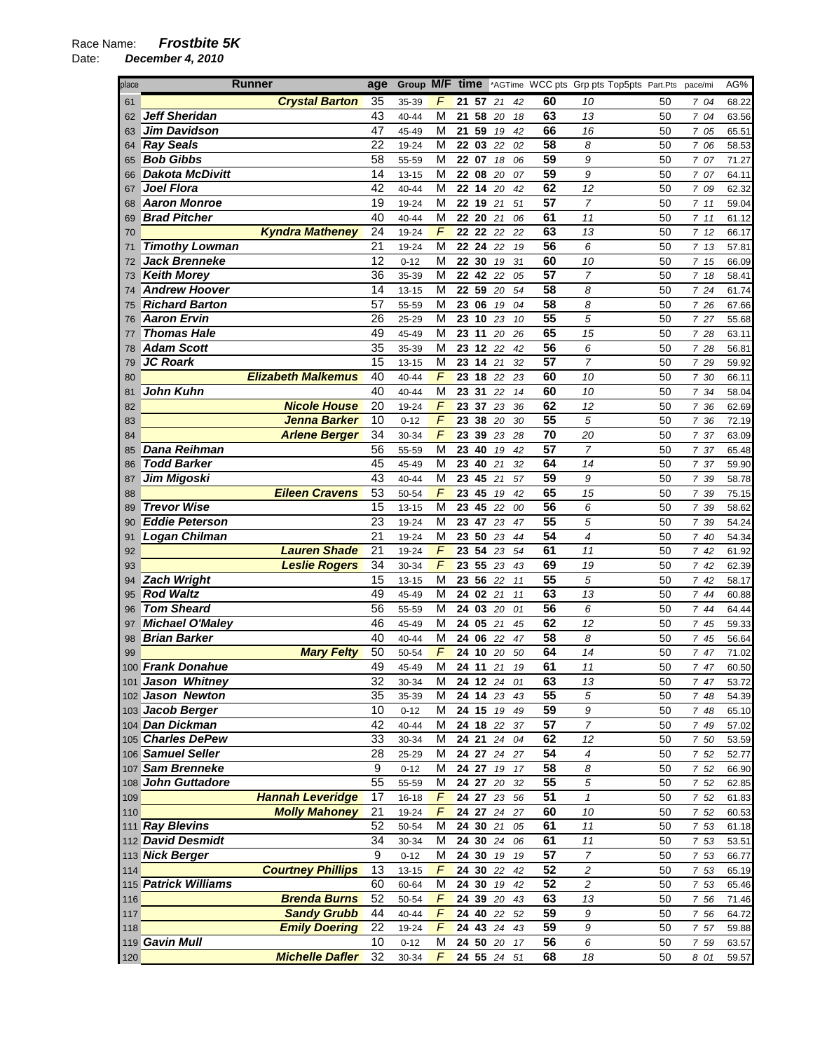Race Name: ***Frostbite 5K***
Date: ***December 4, 2010***

| place | Runner | age | Group | M/F | time | | *AGTime | | WCC pts | Grp pts | Top5pts | Part.Pts | pace/mi | AG% |
|---|---|---|---|---|---|---|---|---|---|---|---|---|---|---|
| 61 | Crystal Barton | 35 | 35-39 | F | 21 | 57 | 21 | 42 | 60 | 10 | | 50 | 7 04 | 68.22 |
| 62 | Jeff Sheridan | 43 | 40-44 | M | 21 | 58 | 20 | 18 | 63 | 13 | | 50 | 7 04 | 63.56 |
| 63 | Jim Davidson | 47 | 45-49 | M | 21 | 59 | 19 | 42 | 66 | 16 | | 50 | 7 05 | 65.51 |
| 64 | Ray Seals | 22 | 19-24 | M | 22 | 03 | 22 | 02 | 58 | 8 | | 50 | 7 06 | 58.53 |
| 65 | Bob Gibbs | 58 | 55-59 | M | 22 | 07 | 18 | 06 | 59 | 9 | | 50 | 7 07 | 71.27 |
| 66 | Dakota McDivitt | 14 | 13-15 | M | 22 | 08 | 20 | 07 | 59 | 9 | | 50 | 7 07 | 64.11 |
| 67 | Joel Flora | 42 | 40-44 | M | 22 | 14 | 20 | 42 | 62 | 12 | | 50 | 7 09 | 62.32 |
| 68 | Aaron Monroe | 19 | 19-24 | M | 22 | 19 | 21 | 51 | 57 | 7 | | 50 | 7 11 | 59.04 |
| 69 | Brad Pitcher | 40 | 40-44 | M | 22 | 20 | 21 | 06 | 61 | 11 | | 50 | 7 11 | 61.12 |
| 70 | Kyndra Matheney | 24 | 19-24 | F | 22 | 22 | 22 | 22 | 63 | 13 | | 50 | 7 12 | 66.17 |
| 71 | Timothy Lowman | 21 | 19-24 | M | 22 | 24 | 22 | 19 | 56 | 6 | | 50 | 7 13 | 57.81 |
| 72 | Jack Brenneke | 12 | 0-12 | M | 22 | 30 | 19 | 31 | 60 | 10 | | 50 | 7 15 | 66.09 |
| 73 | Keith Morey | 36 | 35-39 | M | 22 | 42 | 22 | 05 | 57 | 7 | | 50 | 7 18 | 58.41 |
| 74 | Andrew Hoover | 14 | 13-15 | M | 22 | 59 | 20 | 54 | 58 | 8 | | 50 | 7 24 | 61.74 |
| 75 | Richard Barton | 57 | 55-59 | M | 23 | 06 | 19 | 04 | 58 | 8 | | 50 | 7 26 | 67.66 |
| 76 | Aaron Ervin | 26 | 25-29 | M | 23 | 10 | 23 | 10 | 55 | 5 | | 50 | 7 27 | 55.68 |
| 77 | Thomas Hale | 49 | 45-49 | M | 23 | 11 | 20 | 26 | 65 | 15 | | 50 | 7 28 | 63.11 |
| 78 | Adam Scott | 35 | 35-39 | M | 23 | 12 | 22 | 42 | 56 | 6 | | 50 | 7 28 | 56.81 |
| 79 | JC Roark | 15 | 13-15 | M | 23 | 14 | 21 | 32 | 57 | 7 | | 50 | 7 29 | 59.92 |
| 80 | Elizabeth Malkemus | 40 | 40-44 | F | 23 | 18 | 22 | 23 | 60 | 10 | | 50 | 7 30 | 66.11 |
| 81 | John Kuhn | 40 | 40-44 | M | 23 | 31 | 22 | 14 | 60 | 10 | | 50 | 7 34 | 58.04 |
| 82 | Nicole House | 20 | 19-24 | F | 23 | 37 | 23 | 36 | 62 | 12 | | 50 | 7 36 | 62.69 |
| 83 | Jenna Barker | 10 | 0-12 | F | 23 | 38 | 20 | 30 | 55 | 5 | | 50 | 7 36 | 72.19 |
| 84 | Arlene Berger | 34 | 30-34 | F | 23 | 39 | 23 | 28 | 70 | 20 | | 50 | 7 37 | 63.09 |
| 85 | Dana Reihman | 56 | 55-59 | M | 23 | 40 | 19 | 42 | 57 | 7 | | 50 | 7 37 | 65.48 |
| 86 | Todd Barker | 45 | 45-49 | M | 23 | 40 | 21 | 32 | 64 | 14 | | 50 | 7 37 | 59.90 |
| 87 | Jim Migoski | 43 | 40-44 | M | 23 | 45 | 21 | 57 | 59 | 9 | | 50 | 7 39 | 58.78 |
| 88 | Eileen Cravens | 53 | 50-54 | F | 23 | 45 | 19 | 42 | 65 | 15 | | 50 | 7 39 | 75.15 |
| 89 | Trevor Wise | 15 | 13-15 | M | 23 | 45 | 22 | 00 | 56 | 6 | | 50 | 7 39 | 58.62 |
| 90 | Eddie Peterson | 23 | 19-24 | M | 23 | 47 | 23 | 47 | 55 | 5 | | 50 | 7 39 | 54.24 |
| 91 | Logan Chilman | 21 | 19-24 | M | 23 | 50 | 23 | 44 | 54 | 4 | | 50 | 7 40 | 54.34 |
| 92 | Lauren Shade | 21 | 19-24 | F | 23 | 54 | 23 | 54 | 61 | 11 | | 50 | 7 42 | 61.92 |
| 93 | Leslie Rogers | 34 | 30-34 | F | 23 | 55 | 23 | 43 | 69 | 19 | | 50 | 7 42 | 62.39 |
| 94 | Zach Wright | 15 | 13-15 | M | 23 | 56 | 22 | 11 | 55 | 5 | | 50 | 7 42 | 58.17 |
| 95 | Rod Waltz | 49 | 45-49 | M | 24 | 02 | 21 | 11 | 63 | 13 | | 50 | 7 44 | 60.88 |
| 96 | Tom Sheard | 56 | 55-59 | M | 24 | 03 | 20 | 01 | 56 | 6 | | 50 | 7 44 | 64.44 |
| 97 | Michael O'Maley | 46 | 45-49 | M | 24 | 05 | 21 | 45 | 62 | 12 | | 50 | 7 45 | 59.33 |
| 98 | Brian Barker | 40 | 40-44 | M | 24 | 06 | 22 | 47 | 58 | 8 | | 50 | 7 45 | 56.64 |
| 99 | Mary Felty | 50 | 50-54 | F | 24 | 10 | 20 | 50 | 64 | 14 | | 50 | 7 47 | 71.02 |
| 100 | Frank Donahue | 49 | 45-49 | M | 24 | 11 | 21 | 19 | 61 | 11 | | 50 | 7 47 | 60.50 |
| 101 | Jason Whitney | 32 | 30-34 | M | 24 | 12 | 24 | 01 | 63 | 13 | | 50 | 7 47 | 53.72 |
| 102 | Jason Newton | 35 | 35-39 | M | 24 | 14 | 23 | 43 | 55 | 5 | | 50 | 7 48 | 54.39 |
| 103 | Jacob Berger | 10 | 0-12 | M | 24 | 15 | 19 | 49 | 59 | 9 | | 50 | 7 48 | 65.10 |
| 104 | Dan Dickman | 42 | 40-44 | M | 24 | 18 | 22 | 37 | 57 | 7 | | 50 | 7 49 | 57.02 |
| 105 | Charles DePew | 33 | 30-34 | M | 24 | 21 | 24 | 04 | 62 | 12 | | 50 | 7 50 | 53.59 |
| 106 | Samuel Seller | 28 | 25-29 | M | 24 | 27 | 24 | 27 | 54 | 4 | | 50 | 7 52 | 52.77 |
| 107 | Sam Brenneke | 9 | 0-12 | M | 24 | 27 | 19 | 17 | 58 | 8 | | 50 | 7 52 | 66.90 |
| 108 | John Guttadore | 55 | 55-59 | M | 24 | 27 | 20 | 32 | 55 | 5 | | 50 | 7 52 | 62.85 |
| 109 | Hannah Leveridge | 17 | 16-18 | F | 24 | 27 | 23 | 56 | 51 | 1 | | 50 | 7 52 | 61.83 |
| 110 | Molly Mahoney | 21 | 19-24 | F | 24 | 27 | 24 | 27 | 60 | 10 | | 50 | 7 52 | 60.53 |
| 111 | Ray Blevins | 52 | 50-54 | M | 24 | 30 | 21 | 05 | 61 | 11 | | 50 | 7 53 | 61.18 |
| 112 | David Desmidt | 34 | 30-34 | M | 24 | 30 | 24 | 06 | 61 | 11 | | 50 | 7 53 | 53.51 |
| 113 | Nick Berger | 9 | 0-12 | M | 24 | 30 | 19 | 19 | 57 | 7 | | 50 | 7 53 | 66.77 |
| 114 | Courtney Phillips | 13 | 13-15 | F | 24 | 30 | 22 | 42 | 52 | 2 | | 50 | 7 53 | 65.19 |
| 115 | Patrick Williams | 60 | 60-64 | M | 24 | 30 | 19 | 42 | 52 | 2 | | 50 | 7 53 | 65.46 |
| 116 | Brenda Burns | 52 | 50-54 | F | 24 | 39 | 20 | 43 | 63 | 13 | | 50 | 7 56 | 71.46 |
| 117 | Sandy Grubb | 44 | 40-44 | F | 24 | 40 | 22 | 52 | 59 | 9 | | 50 | 7 56 | 64.72 |
| 118 | Emily Doering | 22 | 19-24 | F | 24 | 43 | 24 | 43 | 59 | 9 | | 50 | 7 57 | 59.88 |
| 119 | Gavin Mull | 10 | 0-12 | M | 24 | 50 | 20 | 17 | 56 | 6 | | 50 | 7 59 | 63.57 |
| 120 | Michelle Dafler | 32 | 30-34 | F | 24 | 55 | 24 | 51 | 68 | 18 | | 50 | 8 01 | 59.57 |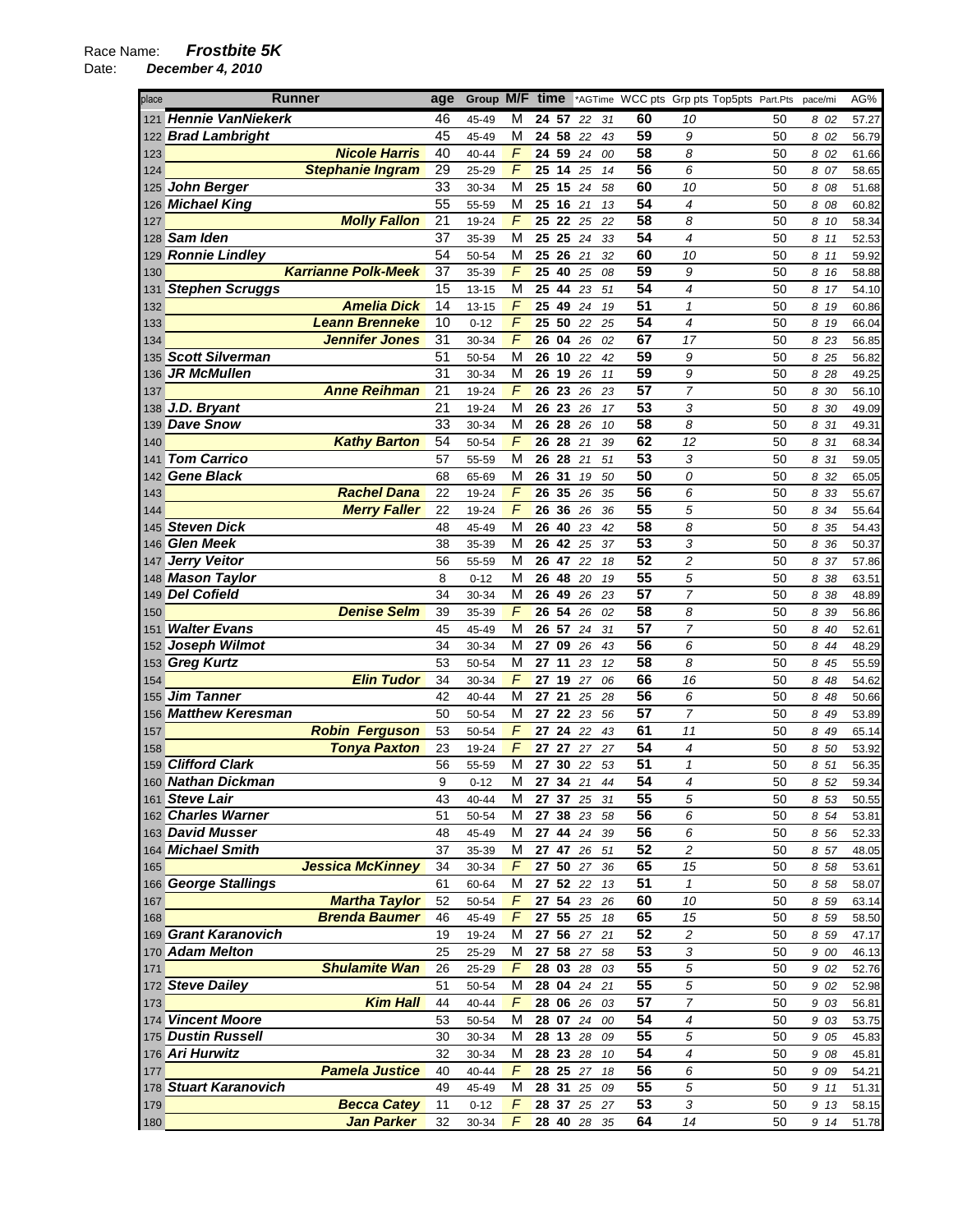Race Name: ***Frostbite 5K***
Date: ***December 4, 2010***

| place | Runner | age | Group | M/F | time | | *AGTime | | WCC pts | Grp pts | Top5pts | Part.Pts | pace/mi | AG% |
|---|---|---|---|---|---|---|---|---|---|---|---|---|---|---|
| 121 | Hennie VanNiekerk | 46 | 45-49 | M | 24 | 57 | 22 | 31 | 60 | 10 | | 50 | 8 02 | 57.27 |
| 122 | Brad Lambright | 45 | 45-49 | M | 24 | 58 | 22 | 43 | 59 | 9 | | 50 | 8 02 | 56.79 |
| 123 | Nicole Harris | 40 | 40-44 | F | 24 | 59 | 24 | 00 | 58 | 8 | | 50 | 8 02 | 61.66 |
| 124 | Stephanie Ingram | 29 | 25-29 | F | 25 | 14 | 25 | 14 | 56 | 6 | | 50 | 8 07 | 58.65 |
| 125 | John Berger | 33 | 30-34 | M | 25 | 15 | 24 | 58 | 60 | 10 | | 50 | 8 08 | 51.68 |
| 126 | Michael King | 55 | 55-59 | M | 25 | 16 | 21 | 13 | 54 | 4 | | 50 | 8 08 | 60.82 |
| 127 | Molly Fallon | 21 | 19-24 | F | 25 | 22 | 25 | 22 | 58 | 8 | | 50 | 8 10 | 58.34 |
| 128 | Sam Iden | 37 | 35-39 | M | 25 | 25 | 24 | 33 | 54 | 4 | | 50 | 8 11 | 52.53 |
| 129 | Ronnie Lindley | 54 | 50-54 | M | 25 | 26 | 21 | 32 | 60 | 10 | | 50 | 8 11 | 59.92 |
| 130 | Karrianne Polk-Meek | 37 | 35-39 | F | 25 | 40 | 25 | 08 | 59 | 9 | | 50 | 8 16 | 58.88 |
| 131 | Stephen Scruggs | 15 | 13-15 | M | 25 | 44 | 23 | 51 | 54 | 4 | | 50 | 8 17 | 54.10 |
| 132 | Amelia Dick | 14 | 13-15 | F | 25 | 49 | 24 | 19 | 51 | 1 | | 50 | 8 19 | 60.86 |
| 133 | Leann Brenneke | 10 | 0-12 | F | 25 | 50 | 22 | 25 | 54 | 4 | | 50 | 8 19 | 66.04 |
| 134 | Jennifer Jones | 31 | 30-34 | F | 26 | 04 | 26 | 02 | 67 | 17 | | 50 | 8 23 | 56.85 |
| 135 | Scott Silverman | 51 | 50-54 | M | 26 | 10 | 22 | 42 | 59 | 9 | | 50 | 8 25 | 56.82 |
| 136 | JR McMullen | 31 | 30-34 | M | 26 | 19 | 26 | 11 | 59 | 9 | | 50 | 8 28 | 49.25 |
| 137 | Anne Reihman | 21 | 19-24 | F | 26 | 23 | 26 | 23 | 57 | 7 | | 50 | 8 30 | 56.10 |
| 138 | J.D. Bryant | 21 | 19-24 | M | 26 | 23 | 26 | 17 | 53 | 3 | | 50 | 8 30 | 49.09 |
| 139 | Dave Snow | 33 | 30-34 | M | 26 | 28 | 26 | 10 | 58 | 8 | | 50 | 8 31 | 49.31 |
| 140 | Kathy Barton | 54 | 50-54 | F | 26 | 28 | 21 | 39 | 62 | 12 | | 50 | 8 31 | 68.34 |
| 141 | Tom Carrico | 57 | 55-59 | M | 26 | 28 | 21 | 51 | 53 | 3 | | 50 | 8 31 | 59.05 |
| 142 | Gene Black | 68 | 65-69 | M | 26 | 31 | 19 | 50 | 50 | 0 | | 50 | 8 32 | 65.05 |
| 143 | Rachel Dana | 22 | 19-24 | F | 26 | 35 | 26 | 35 | 56 | 6 | | 50 | 8 33 | 55.67 |
| 144 | Merry Faller | 22 | 19-24 | F | 26 | 36 | 26 | 36 | 55 | 5 | | 50 | 8 34 | 55.64 |
| 145 | Steven Dick | 48 | 45-49 | M | 26 | 40 | 23 | 42 | 58 | 8 | | 50 | 8 35 | 54.43 |
| 146 | Glen Meek | 38 | 35-39 | M | 26 | 42 | 25 | 37 | 53 | 3 | | 50 | 8 36 | 50.37 |
| 147 | Jerry Veitor | 56 | 55-59 | M | 26 | 47 | 22 | 18 | 52 | 2 | | 50 | 8 37 | 57.86 |
| 148 | Mason Taylor | 8 | 0-12 | M | 26 | 48 | 20 | 19 | 55 | 5 | | 50 | 8 38 | 63.51 |
| 149 | Del Cofield | 34 | 30-34 | M | 26 | 49 | 26 | 23 | 57 | 7 | | 50 | 8 38 | 48.89 |
| 150 | Denise Selm | 39 | 35-39 | F | 26 | 54 | 26 | 02 | 58 | 8 | | 50 | 8 39 | 56.86 |
| 151 | Walter Evans | 45 | 45-49 | M | 26 | 57 | 24 | 31 | 57 | 7 | | 50 | 8 40 | 52.61 |
| 152 | Joseph Wilmot | 34 | 30-34 | M | 27 | 09 | 26 | 43 | 56 | 6 | | 50 | 8 44 | 48.29 |
| 153 | Greg Kurtz | 53 | 50-54 | M | 27 | 11 | 23 | 12 | 58 | 8 | | 50 | 8 45 | 55.59 |
| 154 | Elin Tudor | 34 | 30-34 | F | 27 | 19 | 27 | 06 | 66 | 16 | | 50 | 8 48 | 54.62 |
| 155 | Jim Tanner | 42 | 40-44 | M | 27 | 21 | 25 | 28 | 56 | 6 | | 50 | 8 48 | 50.66 |
| 156 | Matthew Keresman | 50 | 50-54 | M | 27 | 22 | 23 | 56 | 57 | 7 | | 50 | 8 49 | 53.89 |
| 157 | Robin Ferguson | 53 | 50-54 | F | 27 | 24 | 22 | 43 | 61 | 11 | | 50 | 8 49 | 65.14 |
| 158 | Tonya Paxton | 23 | 19-24 | F | 27 | 27 | 27 | 27 | 54 | 4 | | 50 | 8 50 | 53.92 |
| 159 | Clifford Clark | 56 | 55-59 | M | 27 | 30 | 22 | 53 | 51 | 1 | | 50 | 8 51 | 56.35 |
| 160 | Nathan Dickman | 9 | 0-12 | M | 27 | 34 | 21 | 44 | 54 | 4 | | 50 | 8 52 | 59.34 |
| 161 | Steve Lair | 43 | 40-44 | M | 27 | 37 | 25 | 31 | 55 | 5 | | 50 | 8 53 | 50.55 |
| 162 | Charles Warner | 51 | 50-54 | M | 27 | 38 | 23 | 58 | 56 | 6 | | 50 | 8 54 | 53.81 |
| 163 | David Musser | 48 | 45-49 | M | 27 | 44 | 24 | 39 | 56 | 6 | | 50 | 8 56 | 52.33 |
| 164 | Michael Smith | 37 | 35-39 | M | 27 | 47 | 26 | 51 | 52 | 2 | | 50 | 8 57 | 48.05 |
| 165 | Jessica McKinney | 34 | 30-34 | F | 27 | 50 | 27 | 36 | 65 | 15 | | 50 | 8 58 | 53.61 |
| 166 | George Stallings | 61 | 60-64 | M | 27 | 52 | 22 | 13 | 51 | 1 | | 50 | 8 58 | 58.07 |
| 167 | Martha Taylor | 52 | 50-54 | F | 27 | 54 | 23 | 26 | 60 | 10 | | 50 | 8 59 | 63.14 |
| 168 | Brenda Baumer | 46 | 45-49 | F | 27 | 55 | 25 | 18 | 65 | 15 | | 50 | 8 59 | 58.50 |
| 169 | Grant Karanovich | 19 | 19-24 | M | 27 | 56 | 27 | 21 | 52 | 2 | | 50 | 8 59 | 47.17 |
| 170 | Adam Melton | 25 | 25-29 | M | 27 | 58 | 27 | 58 | 53 | 3 | | 50 | 9 00 | 46.13 |
| 171 | Shulamite Wan | 26 | 25-29 | F | 28 | 03 | 28 | 03 | 55 | 5 | | 50 | 9 02 | 52.76 |
| 172 | Steve Dailey | 51 | 50-54 | M | 28 | 04 | 24 | 21 | 55 | 5 | | 50 | 9 02 | 52.98 |
| 173 | Kim Hall | 44 | 40-44 | F | 28 | 06 | 26 | 03 | 57 | 7 | | 50 | 9 03 | 56.81 |
| 174 | Vincent Moore | 53 | 50-54 | M | 28 | 07 | 24 | 00 | 54 | 4 | | 50 | 9 03 | 53.75 |
| 175 | Dustin Russell | 30 | 30-34 | M | 28 | 13 | 28 | 09 | 55 | 5 | | 50 | 9 05 | 45.83 |
| 176 | Ari Hurwitz | 32 | 30-34 | M | 28 | 23 | 28 | 10 | 54 | 4 | | 50 | 9 08 | 45.81 |
| 177 | Pamela Justice | 40 | 40-44 | F | 28 | 25 | 27 | 18 | 56 | 6 | | 50 | 9 09 | 54.21 |
| 178 | Stuart Karanovich | 49 | 45-49 | M | 28 | 31 | 25 | 09 | 55 | 5 | | 50 | 9 11 | 51.31 |
| 179 | Becca Catey | 11 | 0-12 | F | 28 | 37 | 25 | 27 | 53 | 3 | | 50 | 9 13 | 58.15 |
| 180 | Jan Parker | 32 | 30-34 | F | 28 | 40 | 28 | 35 | 64 | 14 | | 50 | 9 14 | 51.78 |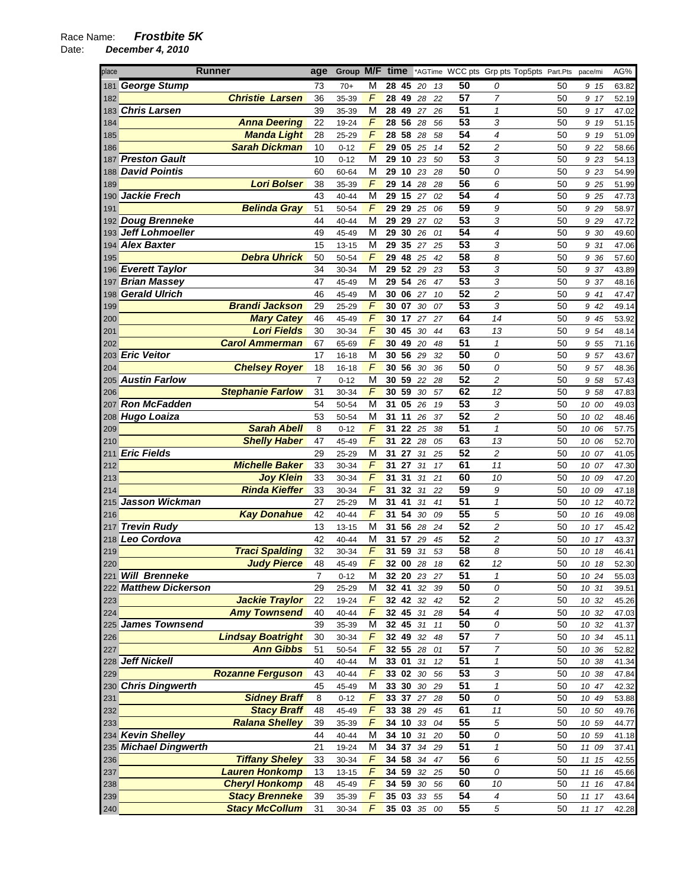Race Name: ***Frostbite 5K***
Date: ***December 4, 2010***

| place | Runner | age | Group | M/F | time | *AGTime | WCC pts | Grp pts | Top5pts | Part.Pts | pace/mi | AG% |
|---|---|---|---|---|---|---|---|---|---|---|---|---|
| 181 | George Stump | 73 | 70+ | M | 28 45 | 20 13 | 50 | 0 | | 50 | 9 15 | 63.82 |
| 182 | Christie Larsen | 36 | 35-39 | F | 28 49 | 28 22 | 57 | 7 | | 50 | 9 17 | 52.19 |
| 183 | Chris Larsen | 39 | 35-39 | M | 28 49 | 27 26 | 51 | 1 | | 50 | 9 17 | 47.02 |
| 184 | Anna Deering | 22 | 19-24 | F | 28 56 | 28 56 | 53 | 3 | | 50 | 9 19 | 51.15 |
| 185 | Manda Light | 28 | 25-29 | F | 28 58 | 28 58 | 54 | 4 | | 50 | 9 19 | 51.09 |
| 186 | Sarah Dickman | 10 | 0-12 | F | 29 05 | 25 14 | 52 | 2 | | 50 | 9 22 | 58.66 |
| 187 | Preston Gault | 10 | 0-12 | M | 29 10 | 23 50 | 53 | 3 | | 50 | 9 23 | 54.13 |
| 188 | David Pointis | 60 | 60-64 | M | 29 10 | 23 28 | 50 | 0 | | 50 | 9 23 | 54.99 |
| 189 | Lori Bolser | 38 | 35-39 | F | 29 14 | 28 28 | 56 | 6 | | 50 | 9 25 | 51.99 |
| 190 | Jackie Frech | 43 | 40-44 | M | 29 15 | 27 02 | 54 | 4 | | 50 | 9 25 | 47.73 |
| 191 | Belinda Gray | 51 | 50-54 | F | 29 29 | 25 06 | 59 | 9 | | 50 | 9 29 | 58.97 |
| 192 | Doug Brenneke | 44 | 40-44 | M | 29 29 | 27 02 | 53 | 3 | | 50 | 9 29 | 47.72 |
| 193 | Jeff Lohmoeller | 49 | 45-49 | M | 29 30 | 26 01 | 54 | 4 | | 50 | 9 30 | 49.60 |
| 194 | Alex Baxter | 15 | 13-15 | M | 29 35 | 27 25 | 53 | 3 | | 50 | 9 31 | 47.06 |
| 195 | Debra Uhrick | 50 | 50-54 | F | 29 48 | 25 42 | 58 | 8 | | 50 | 9 36 | 57.60 |
| 196 | Everett Taylor | 34 | 30-34 | M | 29 52 | 29 23 | 53 | 3 | | 50 | 9 37 | 43.89 |
| 197 | Brian Massey | 47 | 45-49 | M | 29 54 | 26 47 | 53 | 3 | | 50 | 9 37 | 48.16 |
| 198 | Gerald Ulrich | 46 | 45-49 | M | 30 06 | 27 10 | 52 | 2 | | 50 | 9 41 | 47.47 |
| 199 | Brandi Jackson | 29 | 25-29 | F | 30 07 | 30 07 | 53 | 3 | | 50 | 9 42 | 49.14 |
| 200 | Mary Catey | 46 | 45-49 | F | 30 17 | 27 27 | 64 | 14 | | 50 | 9 45 | 53.92 |
| 201 | Lori Fields | 30 | 30-34 | F | 30 45 | 30 44 | 63 | 13 | | 50 | 9 54 | 48.14 |
| 202 | Carol Ammerman | 67 | 65-69 | F | 30 49 | 20 48 | 51 | 1 | | 50 | 9 55 | 71.16 |
| 203 | Eric Veitor | 17 | 16-18 | M | 30 56 | 29 32 | 50 | 0 | | 50 | 9 57 | 43.67 |
| 204 | Chelsey Royer | 18 | 16-18 | F | 30 56 | 30 36 | 50 | 0 | | 50 | 9 57 | 48.36 |
| 205 | Austin Farlow | 7 | 0-12 | M | 30 59 | 22 28 | 52 | 2 | | 50 | 9 58 | 57.43 |
| 206 | Stephanie Farlow | 31 | 30-34 | F | 30 59 | 30 57 | 62 | 12 | | 50 | 9 58 | 47.83 |
| 207 | Ron McFadden | 54 | 50-54 | M | 31 05 | 26 19 | 53 | 3 | | 50 | 10 00 | 49.03 |
| 208 | Hugo Loaiza | 53 | 50-54 | M | 31 11 | 26 37 | 52 | 2 | | 50 | 10 02 | 48.46 |
| 209 | Sarah Abell | 8 | 0-12 | F | 31 22 | 25 38 | 51 | 1 | | 50 | 10 06 | 57.75 |
| 210 | Shelly Haber | 47 | 45-49 | F | 31 22 | 28 05 | 63 | 13 | | 50 | 10 06 | 52.70 |
| 211 | Eric Fields | 29 | 25-29 | M | 31 27 | 31 25 | 52 | 2 | | 50 | 10 07 | 41.05 |
| 212 | Michelle Baker | 33 | 30-34 | F | 31 27 | 31 17 | 61 | 11 | | 50 | 10 07 | 47.30 |
| 213 | Joy Klein | 33 | 30-34 | F | 31 31 | 31 21 | 60 | 10 | | 50 | 10 09 | 47.20 |
| 214 | Rinda Kieffer | 33 | 30-34 | F | 31 32 | 31 22 | 59 | 9 | | 50 | 10 09 | 47.18 |
| 215 | Jasson Wickman | 27 | 25-29 | M | 31 41 | 31 41 | 51 | 1 | | 50 | 10 12 | 40.72 |
| 216 | Kay Donahue | 42 | 40-44 | F | 31 54 | 30 09 | 55 | 5 | | 50 | 10 16 | 49.08 |
| 217 | Trevin Rudy | 13 | 13-15 | M | 31 56 | 28 24 | 52 | 2 | | 50 | 10 17 | 45.42 |
| 218 | Leo Cordova | 42 | 40-44 | M | 31 57 | 29 45 | 52 | 2 | | 50 | 10 17 | 43.37 |
| 219 | Traci Spalding | 32 | 30-34 | F | 31 59 | 31 53 | 58 | 8 | | 50 | 10 18 | 46.41 |
| 220 | Judy Pierce | 48 | 45-49 | F | 32 00 | 28 18 | 62 | 12 | | 50 | 10 18 | 52.30 |
| 221 | Will Brenneke | 7 | 0-12 | M | 32 20 | 23 27 | 51 | 1 | | 50 | 10 24 | 55.03 |
| 222 | Matthew Dickerson | 29 | 25-29 | M | 32 41 | 32 39 | 50 | 0 | | 50 | 10 31 | 39.51 |
| 223 | Jackie Traylor | 22 | 19-24 | F | 32 42 | 32 42 | 52 | 2 | | 50 | 10 32 | 45.26 |
| 224 | Amy Townsend | 40 | 40-44 | F | 32 45 | 31 28 | 54 | 4 | | 50 | 10 32 | 47.03 |
| 225 | James Townsend | 39 | 35-39 | M | 32 45 | 31 11 | 50 | 0 | | 50 | 10 32 | 41.37 |
| 226 | Lindsay Boatright | 30 | 30-34 | F | 32 49 | 32 48 | 57 | 7 | | 50 | 10 34 | 45.11 |
| 227 | Ann Gibbs | 51 | 50-54 | F | 32 55 | 28 01 | 57 | 7 | | 50 | 10 36 | 52.82 |
| 228 | Jeff Nickell | 40 | 40-44 | M | 33 01 | 31 12 | 51 | 1 | | 50 | 10 38 | 41.34 |
| 229 | Rozanne Ferguson | 43 | 40-44 | F | 33 02 | 30 56 | 53 | 3 | | 50 | 10 38 | 47.84 |
| 230 | Chris Dingwerth | 45 | 45-49 | M | 33 30 | 30 29 | 51 | 1 | | 50 | 10 47 | 42.32 |
| 231 | Sidney Braff | 8 | 0-12 | F | 33 37 | 27 28 | 50 | 0 | | 50 | 10 49 | 53.88 |
| 232 | Stacy Braff | 48 | 45-49 | F | 33 38 | 29 45 | 61 | 11 | | 50 | 10 50 | 49.76 |
| 233 | Ralana Shelley | 39 | 35-39 | F | 34 10 | 33 04 | 55 | 5 | | 50 | 10 59 | 44.77 |
| 234 | Kevin Shelley | 44 | 40-44 | M | 34 10 | 31 20 | 50 | 0 | | 50 | 10 59 | 41.18 |
| 235 | Michael Dingwerth | 21 | 19-24 | M | 34 37 | 34 29 | 51 | 1 | | 50 | 11 09 | 37.41 |
| 236 | Tiffany Sheley | 33 | 30-34 | F | 34 58 | 34 47 | 56 | 6 | | 50 | 11 15 | 42.55 |
| 237 | Lauren Honkomp | 13 | 13-15 | F | 34 59 | 32 25 | 50 | 0 | | 50 | 11 16 | 45.66 |
| 238 | Cheryl Honkomp | 48 | 45-49 | F | 34 59 | 30 56 | 60 | 10 | | 50 | 11 16 | 47.84 |
| 239 | Stacy Brenneke | 39 | 35-39 | F | 35 03 | 33 55 | 54 | 4 | | 50 | 11 17 | 43.64 |
| 240 | Stacy McCollum | 31 | 30-34 | F | 35 03 | 35 00 | 55 | 5 | | 50 | 11 17 | 42.28 |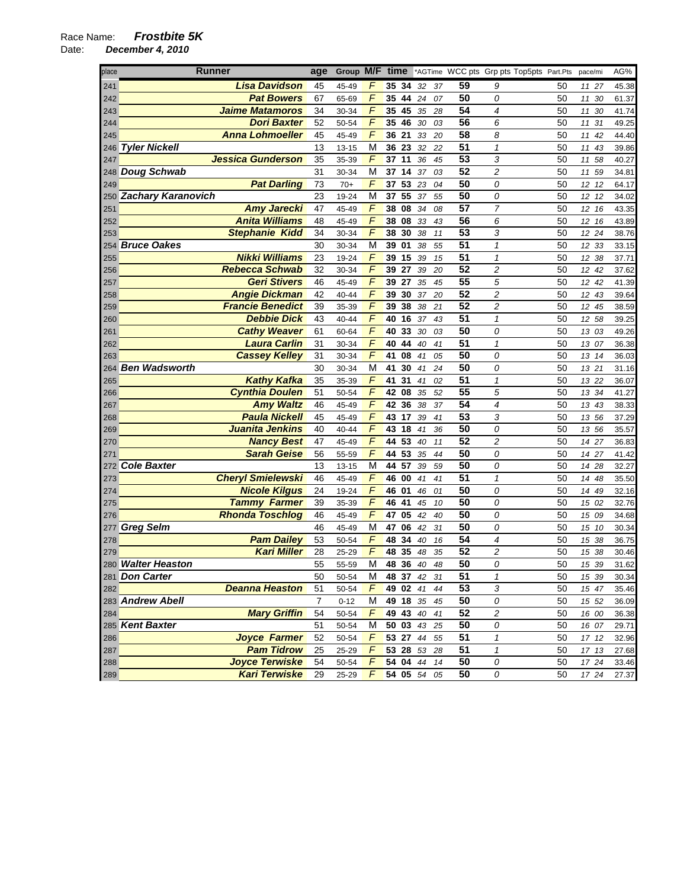Race Name: ***Frostbite 5K***
Date: ***December 4, 2010***

| place | Runner | age | Group | M/F | time | | *AGTime | | WCC pts | Grp pts | Top5pts | Part.Pts | pace/mi | | AG% |
|---|---|---|---|---|---|---|---|---|---|---|---|---|---|---|---|
| 241 | Lisa Davidson | 45 | 45-49 | F | 35 | 34 | 32 | 37 | 59 | 9 | | 50 | 11 | 27 | 45.38 |
| 242 | Pat Bowers | 67 | 65-69 | F | 35 | 44 | 24 | 07 | 50 | 0 | | 50 | 11 | 30 | 61.37 |
| 243 | Jaime Matamoros | 34 | 30-34 | F | 35 | 45 | 35 | 28 | 54 | 4 | | 50 | 11 | 30 | 41.74 |
| 244 | Dori Baxter | 52 | 50-54 | F | 35 | 46 | 30 | 03 | 56 | 6 | | 50 | 11 | 31 | 49.25 |
| 245 | Anna Lohmoeller | 45 | 45-49 | F | 36 | 21 | 33 | 20 | 58 | 8 | | 50 | 11 | 42 | 44.40 |
| 246 | Tyler Nickell | 13 | 13-15 | M | 36 | 23 | 32 | 22 | 51 | 1 | | 50 | 11 | 43 | 39.86 |
| 247 | Jessica Gunderson | 35 | 35-39 | F | 37 | 11 | 36 | 45 | 53 | 3 | | 50 | 11 | 58 | 40.27 |
| 248 | Doug Schwab | 31 | 30-34 | M | 37 | 14 | 37 | 03 | 52 | 2 | | 50 | 11 | 59 | 34.81 |
| 249 | Pat Darling | 73 | 70+ | F | 37 | 53 | 23 | 04 | 50 | 0 | | 50 | 12 | 12 | 64.17 |
| 250 | Zachary Karanovich | 23 | 19-24 | M | 37 | 55 | 37 | 55 | 50 | 0 | | 50 | 12 | 12 | 34.02 |
| 251 | Amy Jarecki | 47 | 45-49 | F | 38 | 08 | 34 | 08 | 57 | 7 | | 50 | 12 | 16 | 43.35 |
| 252 | Anita Williams | 48 | 45-49 | F | 38 | 08 | 33 | 43 | 56 | 6 | | 50 | 12 | 16 | 43.89 |
| 253 | Stephanie Kidd | 34 | 30-34 | F | 38 | 30 | 38 | 11 | 53 | 3 | | 50 | 12 | 24 | 38.76 |
| 254 | Bruce Oakes | 30 | 30-34 | M | 39 | 01 | 38 | 55 | 51 | 1 | | 50 | 12 | 33 | 33.15 |
| 255 | Nikki Williams | 23 | 19-24 | F | 39 | 15 | 39 | 15 | 51 | 1 | | 50 | 12 | 38 | 37.71 |
| 256 | Rebecca Schwab | 32 | 30-34 | F | 39 | 27 | 39 | 20 | 52 | 2 | | 50 | 12 | 42 | 37.62 |
| 257 | Geri Stivers | 46 | 45-49 | F | 39 | 27 | 35 | 45 | 55 | 5 | | 50 | 12 | 42 | 41.39 |
| 258 | Angie Dickman | 42 | 40-44 | F | 39 | 30 | 37 | 20 | 52 | 2 | | 50 | 12 | 43 | 39.64 |
| 259 | Francie Benedict | 39 | 35-39 | F | 39 | 38 | 38 | 21 | 52 | 2 | | 50 | 12 | 45 | 38.59 |
| 260 | Debbie Dick | 43 | 40-44 | F | 40 | 16 | 37 | 43 | 51 | 1 | | 50 | 12 | 58 | 39.25 |
| 261 | Cathy Weaver | 61 | 60-64 | F | 40 | 33 | 30 | 03 | 50 | 0 | | 50 | 13 | 03 | 49.26 |
| 262 | Laura Carlin | 31 | 30-34 | F | 40 | 44 | 40 | 41 | 51 | 1 | | 50 | 13 | 07 | 36.38 |
| 263 | Cassey Kelley | 31 | 30-34 | F | 41 | 08 | 41 | 05 | 50 | 0 | | 50 | 13 | 14 | 36.03 |
| 264 | Ben Wadsworth | 30 | 30-34 | M | 41 | 30 | 41 | 24 | 50 | 0 | | 50 | 13 | 21 | 31.16 |
| 265 | Kathy Kafka | 35 | 35-39 | F | 41 | 31 | 41 | 02 | 51 | 1 | | 50 | 13 | 22 | 36.07 |
| 266 | Cynthia Doulen | 51 | 50-54 | F | 42 | 08 | 35 | 52 | 55 | 5 | | 50 | 13 | 34 | 41.27 |
| 267 | Amy Waltz | 46 | 45-49 | F | 42 | 36 | 38 | 37 | 54 | 4 | | 50 | 13 | 43 | 38.33 |
| 268 | Paula Nickell | 45 | 45-49 | F | 43 | 17 | 39 | 41 | 53 | 3 | | 50 | 13 | 56 | 37.29 |
| 269 | Juanita Jenkins | 40 | 40-44 | F | 43 | 18 | 41 | 36 | 50 | 0 | | 50 | 13 | 56 | 35.57 |
| 270 | Nancy Best | 47 | 45-49 | F | 44 | 53 | 40 | 11 | 52 | 2 | | 50 | 14 | 27 | 36.83 |
| 271 | Sarah Geise | 56 | 55-59 | F | 44 | 53 | 35 | 44 | 50 | 0 | | 50 | 14 | 27 | 41.42 |
| 272 | Cole Baxter | 13 | 13-15 | M | 44 | 57 | 39 | 59 | 50 | 0 | | 50 | 14 | 28 | 32.27 |
| 273 | Cheryl Smielewski | 46 | 45-49 | F | 46 | 00 | 41 | 41 | 51 | 1 | | 50 | 14 | 48 | 35.50 |
| 274 | Nicole Kilgus | 24 | 19-24 | F | 46 | 01 | 46 | 01 | 50 | 0 | | 50 | 14 | 49 | 32.16 |
| 275 | Tammy Farmer | 39 | 35-39 | F | 46 | 41 | 45 | 10 | 50 | 0 | | 50 | 15 | 02 | 32.76 |
| 276 | Rhonda Toschlog | 46 | 45-49 | F | 47 | 05 | 42 | 40 | 50 | 0 | | 50 | 15 | 09 | 34.68 |
| 277 | Greg Selm | 46 | 45-49 | M | 47 | 06 | 42 | 31 | 50 | 0 | | 50 | 15 | 10 | 30.34 |
| 278 | Pam Dailey | 53 | 50-54 | F | 48 | 34 | 40 | 16 | 54 | 4 | | 50 | 15 | 38 | 36.75 |
| 279 | Kari Miller | 28 | 25-29 | F | 48 | 35 | 48 | 35 | 52 | 2 | | 50 | 15 | 38 | 30.46 |
| 280 | Walter Heaston | 55 | 55-59 | M | 48 | 36 | 40 | 48 | 50 | 0 | | 50 | 15 | 39 | 31.62 |
| 281 | Don Carter | 50 | 50-54 | M | 48 | 37 | 42 | 31 | 51 | 1 | | 50 | 15 | 39 | 30.34 |
| 282 | Deanna Heaston | 51 | 50-54 | F | 49 | 02 | 41 | 44 | 53 | 3 | | 50 | 15 | 47 | 35.46 |
| 283 | Andrew Abell | 7 | 0-12 | M | 49 | 18 | 35 | 45 | 50 | 0 | | 50 | 15 | 52 | 36.09 |
| 284 | Mary Griffin | 54 | 50-54 | F | 49 | 43 | 40 | 41 | 52 | 2 | | 50 | 16 | 00 | 36.38 |
| 285 | Kent Baxter | 51 | 50-54 | M | 50 | 03 | 43 | 25 | 50 | 0 | | 50 | 16 | 07 | 29.71 |
| 286 | Joyce Farmer | 52 | 50-54 | F | 53 | 27 | 44 | 55 | 51 | 1 | | 50 | 17 | 12 | 32.96 |
| 287 | Pam Tidrow | 25 | 25-29 | F | 53 | 28 | 53 | 28 | 51 | 1 | | 50 | 17 | 13 | 27.68 |
| 288 | Joyce Terwiske | 54 | 50-54 | F | 54 | 04 | 44 | 14 | 50 | 0 | | 50 | 17 | 24 | 33.46 |
| 289 | Kari Terwiske | 29 | 25-29 | F | 54 | 05 | 54 | 05 | 50 | 0 | | 50 | 17 | 24 | 27.37 |